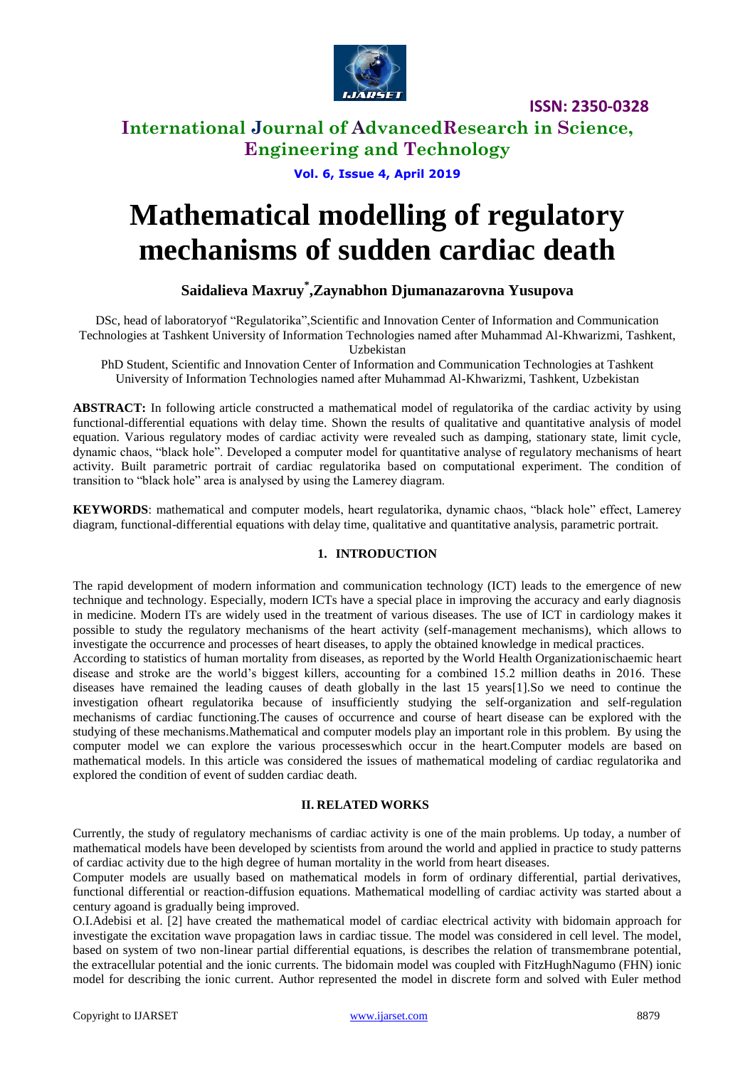# Mathematical modelling of regulatory mechanisms of sudden cardiac death

**Saidalieva Maxruy*, Zaynabhon Djumanazarovna Yusupova**

DSc, head of laboratoryof "Regulatorika",Scientific and Innovation Center of Information and Communication Technologies at Tashkent University of Information Technologies named after Muhammad Al-Khwarizmi, Tashkent, Uzbekistan

PhD Student, Scientific and Innovation Center of Information and Communication Technologies at Tashkent University of Information Technologies named after Muhammad Al-Khwarizmi, Tashkent, Uzbekistan

**ABSTRACT:** In following article constructed a mathematical model of regulatorika of the cardiac activity by using functional-differential equations with delay time. Shown the results of qualitative and quantitative analysis of model equation. Various regulatory modes of cardiac activity were revealed such as damping, stationary state, limit cycle, dynamic chaos, "black hole". Developed a computer model for quantitative analyse of regulatory mechanisms of heart activity. Built parametric portrait of cardiac regulatorika based on computational experiment. The condition of transition to "black hole" area is analysed by using the Lamerey diagram.

**KEYWORDS**: mathematical and computer models, heart regulatorika, dynamic chaos, "black hole" effect, Lamerey diagram, functional-differential equations with delay time, qualitative and quantitative analysis, parametric portrait.

## 1. INTRODUCTION

The rapid development of modern information and communication technology (ICT) leads to the emergence of new technique and technology. Especially, modern ICTs have a special place in improving the accuracy and early diagnosis in medicine. Modern ITs are widely used in the treatment of various diseases. The use of ICT in cardiology makes it possible to study the regulatory mechanisms of the heart activity (self-management mechanisms), which allows to investigate the occurrence and processes of heart diseases, to apply the obtained knowledge in medical practices.

According to statistics of human mortality from diseases, as reported by the World Health Organizationischaemic heart disease and stroke are the world's biggest killers, accounting for a combined 15.2 million deaths in 2016. These diseases have remained the leading causes of death globally in the last 15 years[1].So we need to continue the investigation ofheart regulatorika because of insufficiently studying the self-organization and self-regulation mechanisms of cardiac functioning.The causes of occurrence and course of heart disease can be explored with the studying of these mechanisms.Mathematical and computer models play an important role in this problem. By using the computer model we can explore the various processeswhich occur in the heart.Computer models are based on mathematical models. In this article was considered the issues of mathematical modeling of cardiac regulatorika and explored the condition of event of sudden cardiac death.

## II. RELATED WORKS

Currently, the study of regulatory mechanisms of cardiac activity is one of the main problems. Up today, a number of mathematical models have been developed by scientists from around the world and applied in practice to study patterns of cardiac activity due to the high degree of human mortality in the world from heart diseases.

Computer models are usually based on mathematical models in form of ordinary differential, partial derivatives, functional differential or reaction-diffusion equations. Mathematical modelling of cardiac activity was started about a century agoand is gradually being improved.

O.I.Adebisi et al. [2] have created the mathematical model of cardiac electrical activity with bidomain approach for investigate the excitation wave propagation laws in cardiac tissue. The model was considered in cell level. The model, based on system of two non-linear partial differential equations, is describes the relation of transmembrane potential, the extracellular potential and the ionic currents. The bidomain model was coupled with FitzHughNagumo (FHN) ionic model for describing the ionic current. Author represented the model in discrete form and solved with Euler method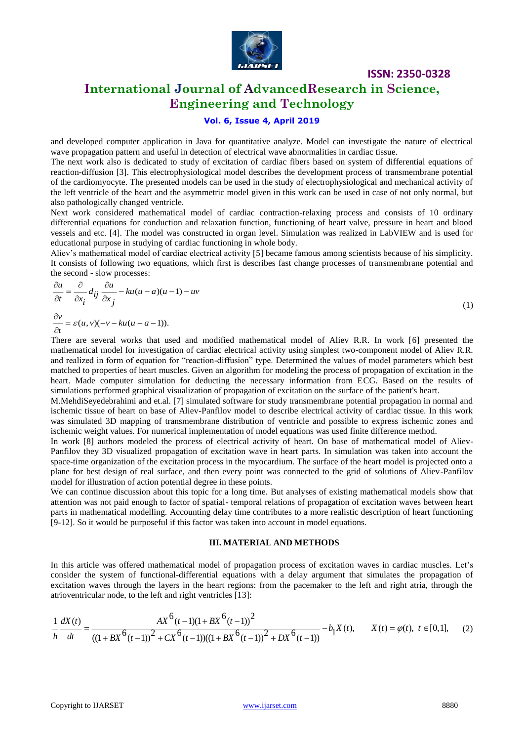and developed computer application in Java for quantitative analyze. Model can investigate the nature of electrical wave propagation pattern and useful in detection of electrical wave abnormalities in cardiac tissue.

The next work also is dedicated to study of excitation of cardiac fibers based on system of differential equations of reaction-diffusion [3]. This electrophysiological model describes the development process of transmembrane potential of the cardiomyocyte. The presented models can be used in the study of electrophysiological and mechanical activity of the left ventricle of the heart and the asymmetric model given in this work can be used in case of not only normal, but also pathologically changed ventricle.

Next work considered mathematical model of cardiac contraction-relaxing process and consists of 10 ordinary differential equations for conduction and relaxation function, functioning of heart valve, pressure in heart and blood vessels and etc. [4]. The model was constructed in organ level. Simulation was realized in LabVIEW and is used for educational purpose in studying of cardiac functioning in whole body.

Aliev's mathematical model of cardiac electrical activity [5] became famous among scientists because of his simplicity. It consists of following two equations, which first is describes fast change processes of transmembrane potential and the second - slow processes:

$$\frac{\partial u}{\partial t} = \frac{\partial}{\partial x_i} d_{ij} \frac{\partial u}{\partial x_j} - ku(u-a)(u-1) - uv$$
$$\frac{\partial v}{\partial t} = \varepsilon(u,v)(-v - ku(u-a-1)). \tag{1}$$

There are several works that used and modified mathematical model of Aliev R.R. In work [6] presented the mathematical model for investigation of cardiac electrical activity using simplest two-component model of Aliev R.R. and realized in form of equation for "reaction-diffusion" type. Determined the values of model parameters which best matched to properties of heart muscles. Given an algorithm for modeling the process of propagation of excitation in the heart. Made computer simulation for deducting the necessary information from ECG. Based on the results of simulations performed graphical visualization of propagation of excitation on the surface of the patient's heart.

M.MehdiSeyedebrahimi and et.al. [7] simulated software for study transmembrane potential propagation in normal and ischemic tissue of heart on base of Aliev-Panfilov model to describe electrical activity of cardiac tissue. In this work was simulated 3D mapping of transmembrane distribution of ventricle and possible to express ischemic zones and ischemic weight values. For numerical implementation of model equations was used finite difference method.

In work [8] authors modeled the process of electrical activity of heart. On base of mathematical model of Aliev-Panfilov they 3D visualized propagation of excitation wave in heart parts. In simulation was taken into account the space-time organization of the excitation process in the myocardium. The surface of the heart model is projected onto a plane for best design of real surface, and then every point was connected to the grid of solutions of Aliev-Panfilov model for illustration of action potential degree in these points.

We can continue discussion about this topic for a long time. But analyses of existing mathematical models show that attention was not paid enough to factor of spatial- temporal relations of propagation of excitation waves between heart parts in mathematical modelling. Accounting delay time contributes to a more realistic description of heart functioning [9-12]. So it would be purposeful if this factor was taken into account in model equations.

## III. MATERIAL AND METHODS

In this article was offered mathematical model of propagation process of excitation waves in cardiac muscles. Let's consider the system of functional-differential equations with a delay argument that simulates the propagation of excitation waves through the layers in the heart regions: from the pacemaker to the left and right atria, through the atrioventricular node, to the left and right ventricles [13]:

$$\frac{1}{h}\frac{dX(t)}{dt} = \frac{AX^6(t-1)(1+BX^6(t-1))^2}{((1+BX^6(t-1))^2 + CX^6(t-1))((1+BX^6(t-1))^2 + DX^6(t-1))} - b_1 X(t), \qquad X(t) = \varphi(t),\ t \in [0,1], \tag{2}$$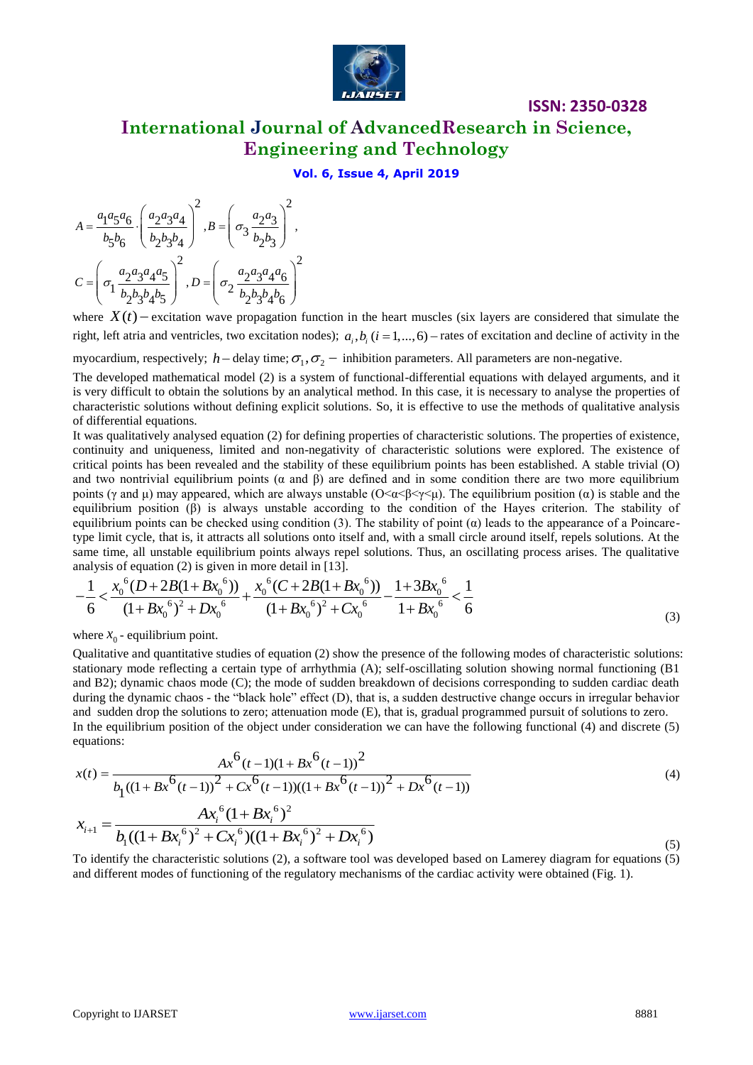$$A = \frac{a_1 a_5 a_6}{b_5 b_6} \cdot \left( \frac{a_2 a_3 a_4}{b_2 b_3 b_4} \right)^2, B = \left( \sigma_3 \frac{a_2 a_3}{b_2 b_3} \right)^2,$$

$$C = \left( \sigma_1 \frac{a_2 a_3 a_4 a_5}{b_2 b_3 b_4 b_5} \right)^2, D = \left( \sigma_2 \frac{a_2 a_3 a_4 a_6}{b_2 b_3 b_4 b_6} \right)^2$$

where $X(t)$ – excitation wave propagation function in the heart muscles (six layers are considered that simulate the right, left atria and ventricles, two excitation nodes); $a_i, b_i \ (i = 1, ..., 6)$ – rates of excitation and decline of activity in the myocardium, respectively; $h$ – delay time; $\sigma_1, \sigma_2$ – inhibition parameters. All parameters are non-negative.

The developed mathematical model (2) is a system of functional-differential equations with delayed arguments, and it is very difficult to obtain the solutions by an analytical method. In this case, it is necessary to analyse the properties of characteristic solutions without defining explicit solutions. So, it is effective to use the methods of qualitative analysis of differential equations.

It was qualitatively analysed equation (2) for defining properties of characteristic solutions. The properties of existence, continuity and uniqueness, limited and non-negativity of characteristic solutions were explored. The existence of critical points has been revealed and the stability of these equilibrium points has been established. A stable trivial (O) and two nontrivial equilibrium points (α and β) are defined and in some condition there are two more equilibrium points (γ and μ) may appeared, which are always unstable (O<α<β<γ<μ). The equilibrium position (α) is stable and the equilibrium position (β) is always unstable according to the condition of the Hayes criterion. The stability of equilibrium points can be checked using condition (3). The stability of point (α) leads to the appearance of a Poincare-type limit cycle, that is, it attracts all solutions onto itself and, with a small circle around itself, repels solutions. At the same time, all unstable equilibrium points always repel solutions. Thus, an oscillating process arises. The qualitative analysis of equation (2) is given in more detail in [13].

$$-\frac{1}{6} < \frac{x_0^6 (D + 2B(1 + Bx_0^6))}{(1 + Bx_0^6)^2 + Dx_0^6} + \frac{x_0^6 (C + 2B(1 + Bx_0^6))}{(1 + Bx_0^6)^2 + Cx_0^6} - \frac{1 + 3Bx_0^6}{1 + Bx_0^6} < \frac{1}{6} \tag{3}$$

where $x_0$ - equilibrium point.

Qualitative and quantitative studies of equation (2) show the presence of the following modes of characteristic solutions: stationary mode reflecting a certain type of arrhythmia (A); self-oscillating solution showing normal functioning (B1 and B2); dynamic chaos mode (C); the mode of sudden breakdown of decisions corresponding to sudden cardiac death during the dynamic chaos - the "black hole" effect (D), that is, a sudden destructive change occurs in irregular behavior and sudden drop the solutions to zero; attenuation mode (E), that is, gradual programmed pursuit of solutions to zero.

In the equilibrium position of the object under consideration we can have the following functional (4) and discrete (5) equations:

$$x(t) = \frac{Ax^6(t-1)(1 + Bx^6(t-1))^2}{b_1((1 + Bx^6(t-1))^2 + Cx^6(t-1))((1 + Bx^6(t-1))^2 + Dx^6(t-1))} \tag{4}$$

$$x_{i+1} = \frac{Ax_i^6(1 + Bx_i^6)^2}{b_1((1 + Bx_i^6)^2 + Cx_i^6)((1 + Bx_i^6)^2 + Dx_i^6)} \tag{5}$$

To identify the characteristic solutions (2), a software tool was developed based on Lamerey diagram for equations (5) and different modes of functioning of the regulatory mechanisms of the cardiac activity were obtained (Fig. 1).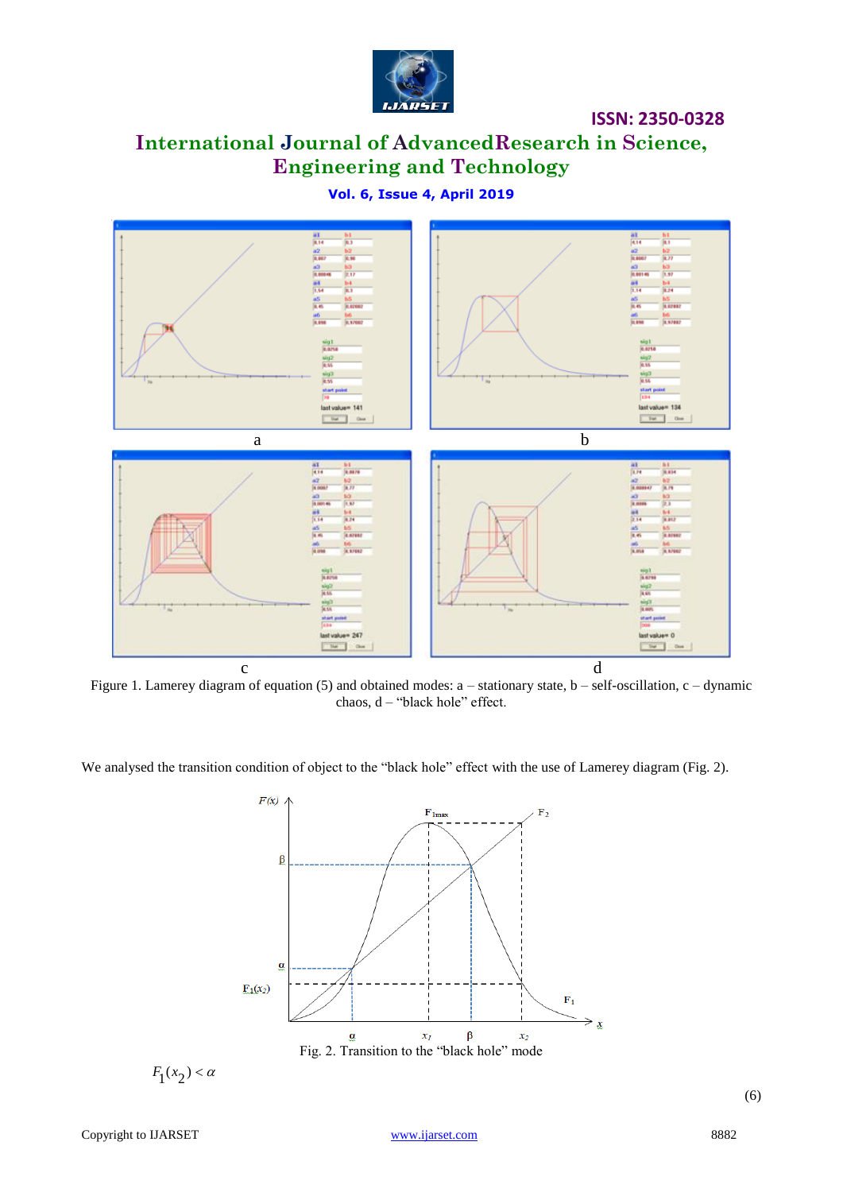a

b

c

d

Figure 1. Lamerey diagram of equation (5) and obtained modes: a – stationary state, b – self-oscillation, c – dynamic chaos, d – “black hole” effect.

We analysed the transition condition of object to the “black hole” effect with the use of Lamerey diagram (Fig. 2).

Fig. 2. Transition to the “black hole” mode

$$F_1(x_2) < \alpha \tag{6}$$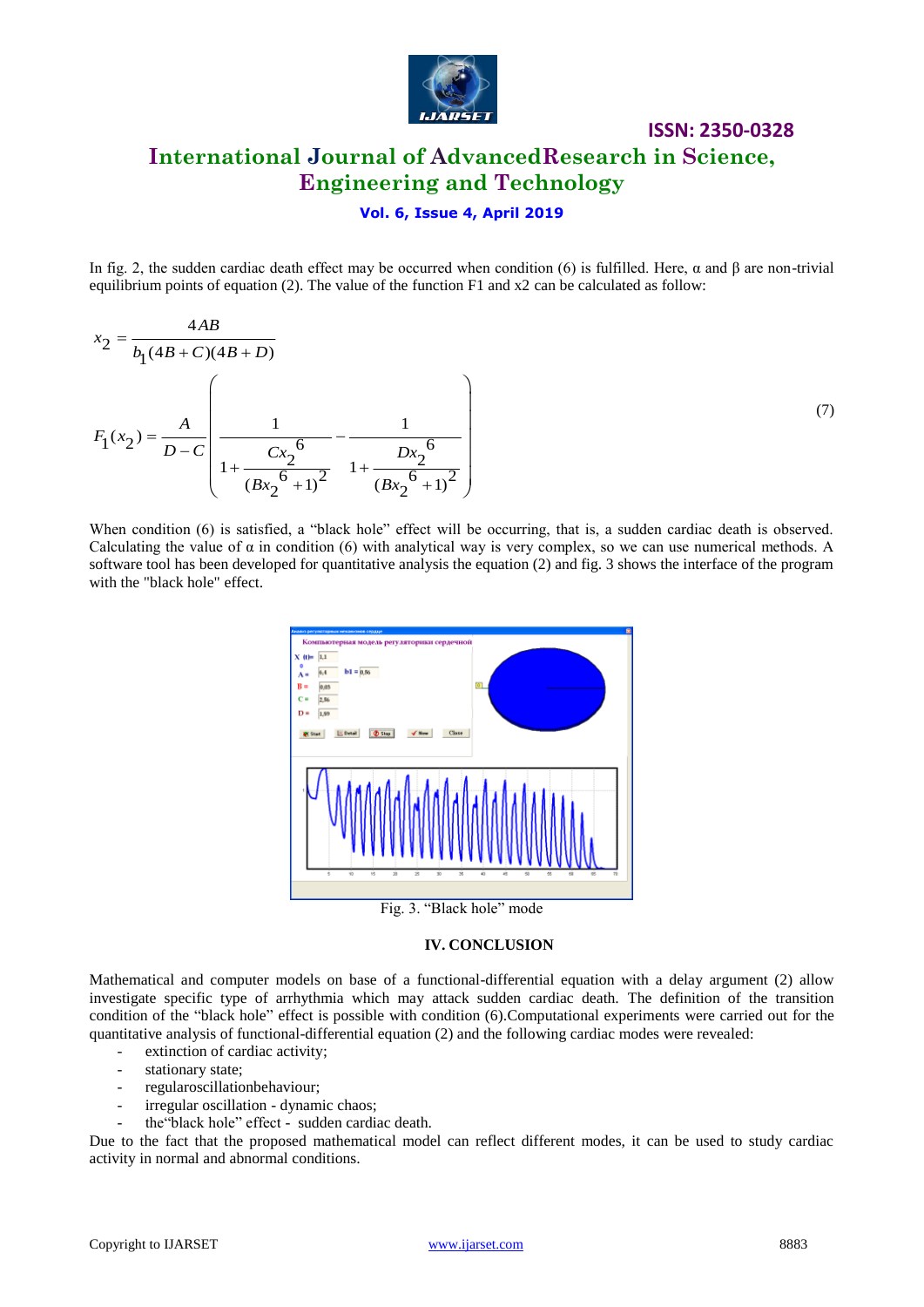In fig. 2, the sudden cardiac death effect may be occurred when condition (6) is fulfilled. Here, α and β are non-trivial equilibrium points of equation (2). The value of the function F1 and x2 can be calculated as follow:

$$x_2 = \frac{4AB}{b_1(4B+C)(4B+D)}$$

$$F_1(x_2) = \frac{A}{D-C}\left( \frac{1}{1+\frac{Cx_2^{\ 6}}{(Bx_2^{\ 6}+1)^2}} - \frac{1}{1+\frac{Dx_2^{\ 6}}{(Bx_2^{\ 6}+1)^2}} \right) \tag{7}$$

When condition (6) is satisfied, a "black hole" effect will be occurring, that is, a sudden cardiac death is observed. Calculating the value of α in condition (6) with analytical way is very complex, so we can use numerical methods. A software tool has been developed for quantitative analysis the equation (2) and fig. 3 shows the interface of the program with the "black hole" effect.

Fig. 3. "Black hole" mode

## IV. CONCLUSION

Mathematical and computer models on base of a functional-differential equation with a delay argument (2) allow investigate specific type of arrhythmia which may attack sudden cardiac death. The definition of the transition condition of the "black hole" effect is possible with condition (6).Computational experiments were carried out for the quantitative analysis of functional-differential equation (2) and the following cardiac modes were revealed:

- extinction of cardiac activity;
- stationary state;
- regularoscillationbehaviour;
- irregular oscillation - dynamic chaos;
- the"black hole" effect - sudden cardiac death.

Due to the fact that the proposed mathematical model can reflect different modes, it can be used to study cardiac activity in normal and abnormal conditions.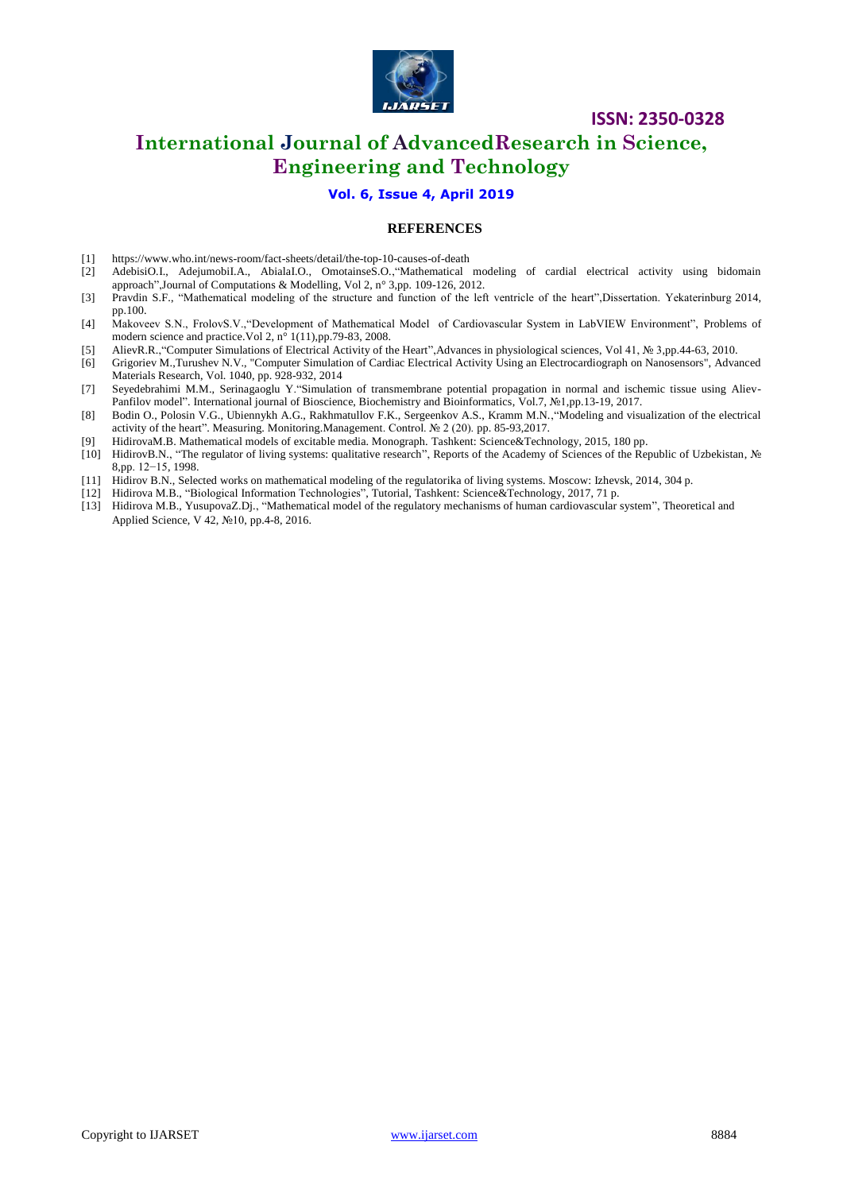## REFERENCES

[1] https://www.who.int/news-room/fact-sheets/detail/the-top-10-causes-of-death

[2] AdebisiO.I., AdejumobiI.A., AbialaI.O., OmotainseS.O.,"Mathematical modeling of cardial electrical activity using bidomain approach",Journal of Computations & Modelling, Vol 2, n° 3,pp. 109-126, 2012.

[3] Pravdin S.F., "Mathematical modeling of the structure and function of the left ventricle of the heart",Dissertation. Yekaterinburg 2014, pp.100.

[4] Makoveev S.N., FrolovS.V.,"Development of Mathematical Model of Cardiovascular System in LabVIEW Environment", Problems of modern science and practice.Vol 2, n° 1(11),pp.79-83, 2008.

[5] AlievR.R.,"Computer Simulations of Electrical Activity of the Heart",Advances in physiological sciences, Vol 41, № 3,pp.44-63, 2010.

[6] Grigoriev M.,Turushev N.V., "Computer Simulation of Cardiac Electrical Activity Using an Electrocardiograph on Nanosensors", Advanced Materials Research, Vol. 1040, pp. 928-932, 2014

[7] Seyedebrahimi M.M., Serinagaoglu Y."Simulation of transmembrane potential propagation in normal and ischemic tissue using Aliev-Panfilov model". International journal of Bioscience, Biochemistry and Bioinformatics, Vol.7, №1,pp.13-19, 2017.

[8] Bodin O., Polosin V.G., Ubiennykh A.G., Rakhmatullov F.K., Sergeenkov A.S., Kramm M.N.,"Modeling and visualization of the electrical activity of the heart". Measuring. Monitoring.Management. Control. № 2 (20). pp. 85-93,2017.

[9] HidirovaM.B. Mathematical models of excitable media. Monograph. Tashkent: Science&Technology, 2015, 180 pp.

[10] HidirovB.N., "The regulator of living systems: qualitative research", Reports of the Academy of Sciences of the Republic of Uzbekistan, № 8,pp. 12−15, 1998.

[11] Hidirov B.N., Selected works on mathematical modeling of the regulatorika of living systems. Moscow: Izhevsk, 2014, 304 p.

[12] Hidirova M.B., "Biological Information Technologies", Tutorial, Tashkent: Science&Technology, 2017, 71 p.

[13] Hidirova M.B., YusupovaZ.Dj., "Mathematical model of the regulatory mechanisms of human cardiovascular system", Theoretical and Applied Science, V 42, №10, pp.4-8, 2016.